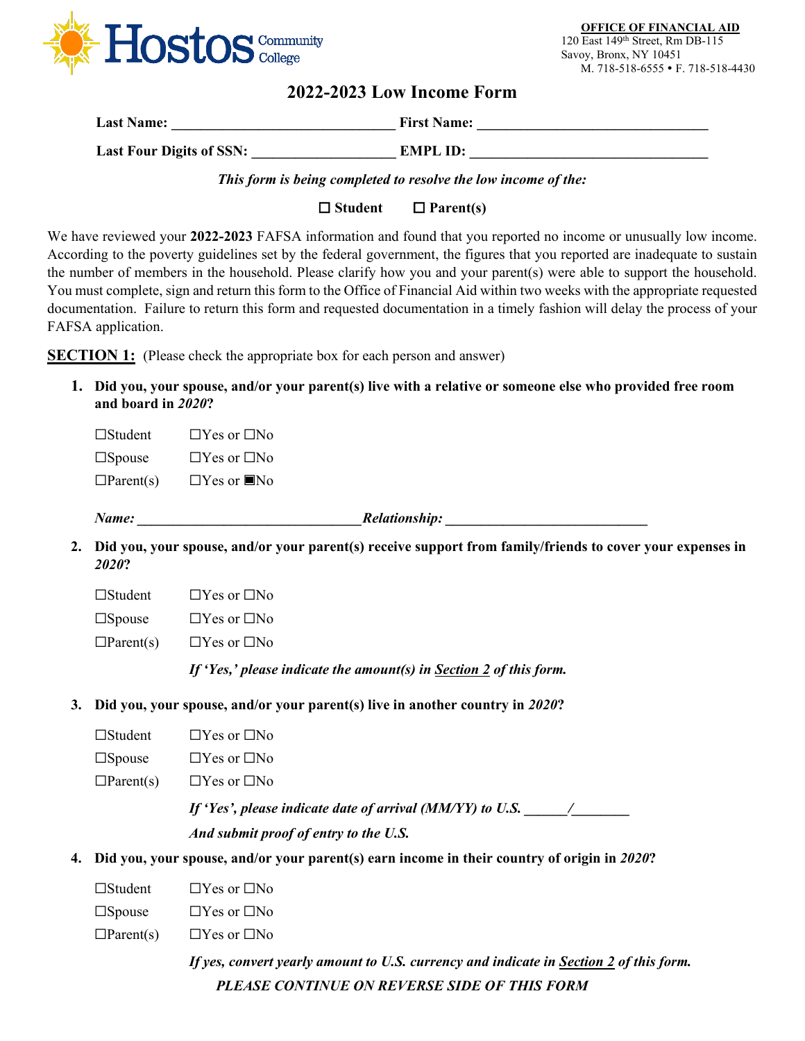Hostos Community College

**OFFICE OF FINANCIAL AID**
120 East 149th Street, Rm DB-115
Savoy, Bronx, NY 10451
M. 718-518-6555 • F. 718-518-4430

# 2022-2023 Low Income Form

**Last Name:** ______________________________ **First Name:** ______________________________

**Last Four Digits of SSN:** __________________ **EMPL ID:** ______________________________

*This form is being completed to resolve the low income of the:*

☐ **Student** ☐ **Parent(s)**

We have reviewed your **2022-2023** FAFSA information and found that you reported no income or unusually low income. According to the poverty guidelines set by the federal government, the figures that you reported are inadequate to sustain the number of members in the household. Please clarify how you and your parent(s) were able to support the household. You must complete, sign and return this form to the Office of Financial Aid within two weeks with the appropriate requested documentation. Failure to return this form and requested documentation in a timely fashion will delay the process of your FAFSA application.

**SECTION 1:** (Please check the appropriate box for each person and answer)

1. **Did you, your spouse, and/or your parent(s) live with a relative or someone else who provided free room and board in *2020*?**

   ☐Student ☐Yes or ☐No

   ☐Spouse ☐Yes or ☐No

   ☐Parent(s) ☐Yes or ■No

   ***Name:*** ______________________________ ***Relationship:*** ____________________________

2. **Did you, your spouse, and/or your parent(s) receive support from family/friends to cover your expenses in *2020*?**

   ☐Student ☐Yes or ☐No

   ☐Spouse ☐Yes or ☐No

   ☐Parent(s) ☐Yes or ☐No

   ***If 'Yes,' please indicate the amount(s) in Section 2 of this form.***

3. **Did you, your spouse, and/or your parent(s) live in another country in *2020*?**

   ☐Student ☐Yes or ☐No

   ☐Spouse ☐Yes or ☐No

   ☐Parent(s) ☐Yes or ☐No

   ***If 'Yes', please indicate date of arrival (MM/YY) to U.S.*** ______/________

   ***And submit proof of entry to the U.S.***

4. **Did you, your spouse, and/or your parent(s) earn income in their country of origin in *2020*?**

   ☐Student ☐Yes or ☐No

   ☐Spouse ☐Yes or ☐No

   ☐Parent(s) ☐Yes or ☐No

   ***If yes, convert yearly amount to U.S. currency and indicate in Section 2 of this form.***

***PLEASE CONTINUE ON REVERSE SIDE OF THIS FORM***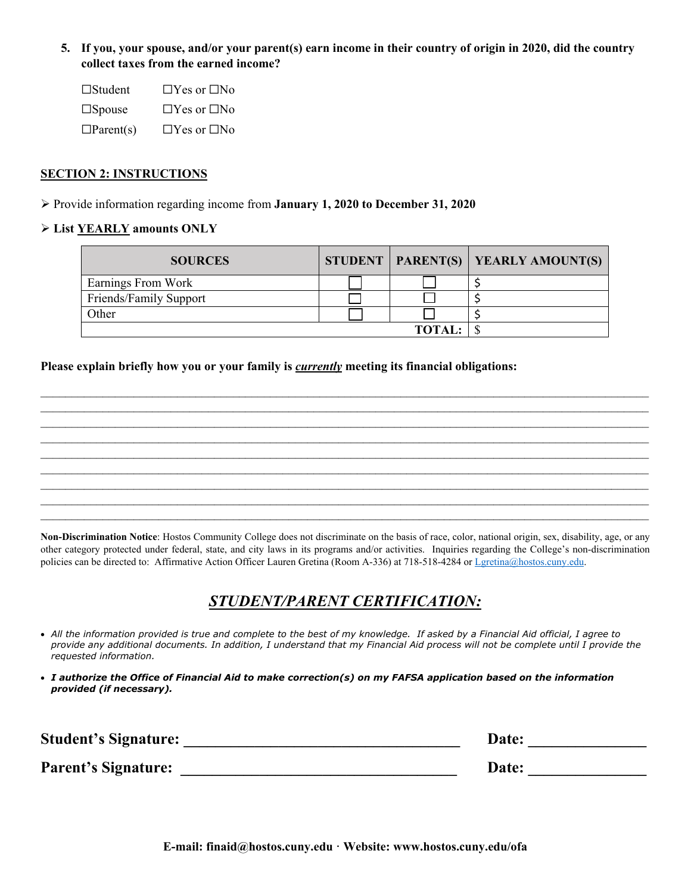5. **If you, your spouse, and/or your parent(s) earn income in their country of origin in 2020, did the country collect taxes from the earned income?**

☐Student ☐Yes or ☐No

☐Spouse ☐Yes or ☐No

☐Parent(s) ☐Yes or ☐No

**SECTION 2: INSTRUCTIONS**

➢ Provide information regarding income from **January 1, 2020 to December 31, 2020**

➢ **List YEARLY amounts ONLY**

| SOURCES | STUDENT | PARENT(S) | YEARLY AMOUNT(S) |
|---|---|---|---|
| Earnings From Work | ☐ | ☐ | $ |
| Friends/Family Support | ☐ | ☐ | $ |
| Other | ☐ | ☐ | $ |
| | | **TOTAL:** | $ |

**Please explain briefly how you or your family is *currently* meeting its financial obligations:**

_______________________________________________________________________________

_______________________________________________________________________________

_______________________________________________________________________________

_______________________________________________________________________________

_______________________________________________________________________________

_______________________________________________________________________________

_______________________________________________________________________________

_______________________________________________________________________________

_______________________________________________________________________________

**Non-Discrimination Notice**: Hostos Community College does not discriminate on the basis of race, color, national origin, sex, disability, age, or any other category protected under federal, state, and city laws in its programs and/or activities. Inquiries regarding the College's non-discrimination policies can be directed to: Affirmative Action Officer Lauren Gretina (Room A-336) at 718-518-4284 or Lgretina@hostos.cuny.edu.

## *STUDENT/PARENT CERTIFICATION:*

- *All the information provided is true and complete to the best of my knowledge. If asked by a Financial Aid official, I agree to provide any additional documents. In addition, I understand that my Financial Aid process will not be complete until I provide the requested information.*
- ***I authorize the Office of Financial Aid to make correction(s) on my FAFSA application based on the information provided (if necessary).***

**Student's Signature: ____________________________________ Date: _______________**

**Parent's Signature: ____________________________________ Date: _______________**

**E-mail: finaid@hostos.cuny.edu · Website: www.hostos.cuny.edu/ofa**